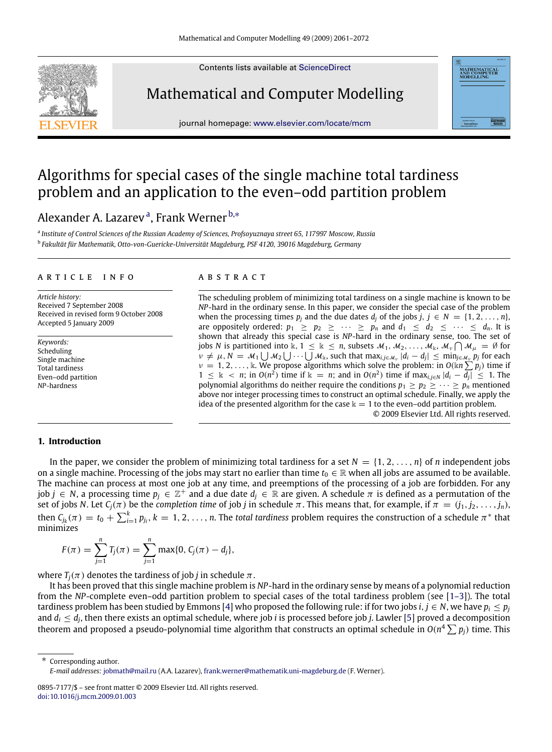# Algorithms for special cases of the single machine total tardiness problem and an application to the even–odd partition problem

Alexander A. Lazarev [a], Frank Werner [b,*]

[a] *Institute of Control Sciences of the Russian Academy of Sciences, Profsoyuznaya street 65, 117997 Moscow, Russia*

[b] *Fakultät für Mathematik, Otto-von-Guericke-Universität Magdeburg, PSF 4120, 39016 Magdeburg, Germany*

## ARTICLE INFO

*Article history:*
Received 7 September 2008
Received in revised form 9 October 2008
Accepted 5 January 2009

*Keywords:*
Scheduling
Single machine
Total tardiness
Even–odd partition
*NP*-hardness

## ABSTRACT

The scheduling problem of minimizing total tardiness on a single machine is known to be *NP*-hard in the ordinary sense. In this paper, we consider the special case of the problem when the processing times $p_j$ and the due dates $d_j$ of the jobs $j$, $j \in N = \{1, 2, \ldots, n\}$, are oppositely ordered: $p_1 \geq p_2 \geq \cdots \geq p_n$ and $d_1 \leq d_2 \leq \cdots \leq d_n$. It is shown that already this special case is *NP*-hard in the ordinary sense, too. The set of jobs $N$ is partitioned into $\Bbbk$, $1 \leq \Bbbk \leq n$, subsets $\mathcal{M}_1, \mathcal{M}_2, \ldots, \mathcal{M}_\Bbbk$, $\mathcal{M}_\nu \bigcap \mathcal{M}_\mu = \emptyset$ for $\nu \neq \mu$, $N = \mathcal{M}_1 \bigcup \mathcal{M}_2 \bigcup \cdots \bigcup \mathcal{M}_\Bbbk$, such that $\max_{i,j \in \mathcal{M}_\nu} |d_i - d_j| \leq \min_{j \in \mathcal{M}_\nu} p_j$ for each $\nu = 1, 2, \ldots, \Bbbk$. We propose algorithms which solve the problem: in $O(\Bbbk n \sum p_j)$ time if $1 \leq \Bbbk < n$; in $O(n^2)$ time if $\Bbbk = n$; and in $O(n^2)$ time if $\max_{i,j \in N} |d_i - d_j| \leq 1$. The polynomial algorithms do neither require the conditions $p_1 \geq p_2 \geq \cdots \geq p_n$ mentioned above nor integer processing times to construct an optimal schedule. Finally, we apply the idea of the presented algorithm for the case $\Bbbk = 1$ to the even–odd partition problem.

© 2009 Elsevier Ltd. All rights reserved.

## 1. Introduction

In the paper, we consider the problem of minimizing total tardiness for a set $N = \{1, 2, \ldots, n\}$ of $n$ independent jobs on a single machine. Processing of the jobs may start no earlier than time $t_0 \in \mathbb{R}$ when all jobs are assumed to be available. The machine can process at most one job at any time, and preemptions of the processing of a job are forbidden. For any job $j \in N$, a processing time $p_j \in \mathbb{Z}^+$ and a due date $d_j \in \mathbb{R}$ are given. A schedule $\pi$ is defined as a permutation of the set of jobs $N$. Let $C_j(\pi)$ be the *completion time* of job $j$ in schedule $\pi$. This means that, for example, if $\pi = (j_1, j_2, \ldots, j_n)$, then $C_{j_k}(\pi) = t_0 + \sum_{i=1}^{k} p_{j_i}$, $k = 1, 2, \ldots, n$. The *total tardiness* problem requires the construction of a schedule $\pi^*$ that minimizes

$$F(\pi) = \sum_{j=1}^{n} T_j(\pi) = \sum_{j=1}^{n} \max\{0, C_j(\pi) - d_j\},$$

where $T_j(\pi)$ denotes the tardiness of job $j$ in schedule $\pi$.

It has been proved that this single machine problem is *NP*-hard in the ordinary sense by means of a polynomial reduction from the *NP*-complete even–odd partition problem to special cases of the total tardiness problem (see [1–3]). The total tardiness problem has been studied by Emmons [4] who proposed the following rule: if for two jobs $i, j \in N$, we have $p_i \leq p_j$ and $d_i \leq d_j$, then there exists an optimal schedule, where job $i$ is processed before job $j$. Lawler [5] proved a decomposition theorem and proposed a pseudo-polynomial time algorithm that constructs an optimal schedule in $O(n^4 \sum p_j)$ time. This

---

* Corresponding author.
*E-mail addresses:* jobmath@mail.ru (A.A. Lazarev), frank.werner@mathematik.uni-magdeburg.de (F. Werner).

0895-7177/$ - see front matter © 2009 Elsevier Ltd. All rights reserved.
doi:10.1016/j.mcm.2009.01.003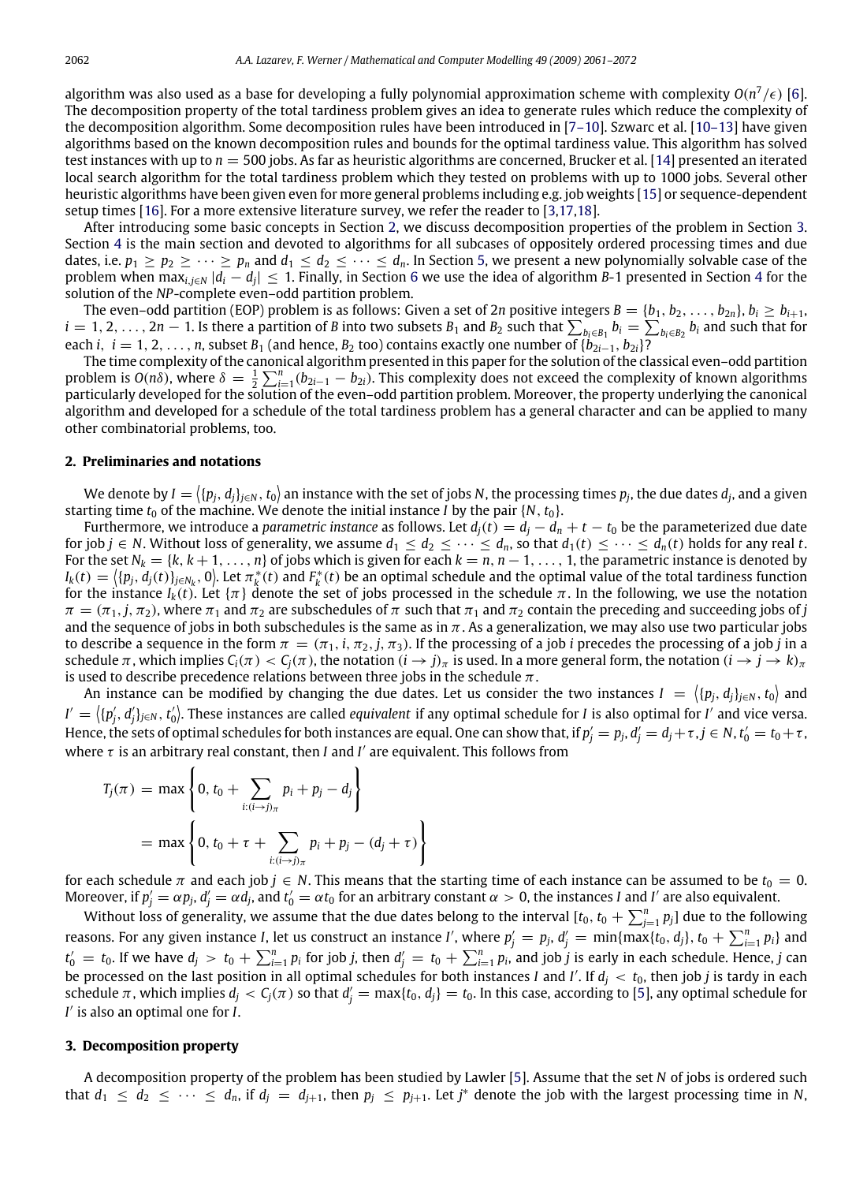algorithm was also used as a base for developing a fully polynomial approximation scheme with complexity $O(n^7/\epsilon)$ [6]. The decomposition property of the total tardiness problem gives an idea to generate rules which reduce the complexity of the decomposition algorithm. Some decomposition rules have been introduced in [7–10]. Szwarc et al. [10–13] have given algorithms based on the known decomposition rules and bounds for the optimal tardiness value. This algorithm has solved test instances with up to $n = 500$ jobs. As far as heuristic algorithms are concerned, Brucker et al. [14] presented an iterated local search algorithm for the total tardiness problem which they tested on problems with up to 1000 jobs. Several other heuristic algorithms have been given even for more general problems including e.g. job weights [15] or sequence-dependent setup times [16]. For a more extensive literature survey, we refer the reader to [3,17,18].

After introducing some basic concepts in Section 2, we discuss decomposition properties of the problem in Section 3. Section 4 is the main section and devoted to algorithms for all subcases of oppositely ordered processing times and due dates, i.e. $p_1 \geq p_2 \geq \cdots \geq p_n$ and $d_1 \leq d_2 \leq \cdots \leq d_n$. In Section 5, we present a new polynomially solvable case of the problem when $\max_{i,j \in N} |d_i - d_j| \leq 1$. Finally, in Section 6 we use the idea of algorithm *B*-1 presented in Section 4 for the solution of the *NP*-complete even–odd partition problem.

The even–odd partition (EOP) problem is as follows: Given a set of $2n$ positive integers $B = \{b_1, b_2, \ldots, b_{2n}\}$, $b_i \geq b_{i+1}$, $i = 1, 2, \ldots, 2n-1$. Is there a partition of $B$ into two subsets $B_1$ and $B_2$ such that $\sum_{b_i \in B_1} b_i = \sum_{b_i \in B_2} b_i$ and such that for each $i$, $i = 1, 2, \ldots, n$, subset $B_1$ (and hence, $B_2$ too) contains exactly one number of $\{b_{2i-1}, b_{2i}\}$?

The time complexity of the canonical algorithm presented in this paper for the solution of the classical even–odd partition problem is $O(n\delta)$, where $\delta = \frac{1}{2}\sum_{i=1}^{n}(b_{2i-1} - b_{2i})$. This complexity does not exceed the complexity of known algorithms particularly developed for the solution of the even–odd partition problem. Moreover, the property underlying the canonical algorithm and developed for a schedule of the total tardiness problem has a general character and can be applied to many other combinatorial problems, too.

## 2. Preliminaries and notations

We denote by $I = \langle \{p_j, d_j\}_{j \in N}, t_0 \rangle$ an instance with the set of jobs $N$, the processing times $p_j$, the due dates $d_j$, and a given starting time $t_0$ of the machine. We denote the initial instance $I$ by the pair $\{N, t_0\}$.

Furthermore, we introduce a *parametric instance* as follows. Let $d_j(t) = d_j - d_n + t - t_0$ be the parameterized due date for job $j \in N$. Without loss of generality, we assume $d_1 \leq d_2 \leq \cdots \leq d_n$, so that $d_1(t) \leq \cdots \leq d_n(t)$ holds for any real $t$. For the set $N_k = \{k, k+1, \ldots, n\}$ of jobs which is given for each $k = n, n-1, \ldots, 1$, the parametric instance is denoted by $I_k(t) = \langle \{p_j, d_j(t)\}_{j \in N_k}, 0 \rangle$. Let $\pi_k^*(t)$ and $F_k^*(t)$ be an optimal schedule and the optimal value of the total tardiness function for the instance $I_k(t)$. Let $\{\pi\}$ denote the set of jobs processed in the schedule $\pi$. In the following, we use the notation $\pi = (\pi_1, j, \pi_2)$, where $\pi_1$ and $\pi_2$ are subschedules of $\pi$ such that $\pi_1$ and $\pi_2$ contain the preceding and succeeding jobs of $j$ and the sequence of jobs in both subschedules is the same as in $\pi$. As a generalization, we may also use two particular jobs to describe a sequence in the form $\pi = (\pi_1, i, \pi_2, j, \pi_3)$. If the processing of a job $i$ precedes the processing of a job $j$ in a schedule $\pi$, which implies $C_i(\pi) < C_j(\pi)$, the notation $(i \to j)_\pi$ is used. In a more general form, the notation $(i \to j \to k)_\pi$ is used to describe precedence relations between three jobs in the schedule $\pi$.

An instance can be modified by changing the due dates. Let us consider the two instances $I = \langle \{p_j, d_j\}_{j \in N}, t_0 \rangle$ and $I' = \langle \{p'_j, d'_j\}_{j \in N}, t'_0 \rangle$. These instances are called *equivalent* if any optimal schedule for $I$ is also optimal for $I'$ and vice versa. Hence, the sets of optimal schedules for both instances are equal. One can show that, if $p'_j = p_j$, $d'_j = d_j + \tau$, $j \in N$, $t'_0 = t_0 + \tau$, where $\tau$ is an arbitrary real constant, then $I$ and $I'$ are equivalent. This follows from

$$
\begin{aligned}
T_j(\pi) &= \max\left\{0, t_0 + \sum_{i:(i \to j)_\pi} p_i + p_j - d_j\right\} \\
&= \max\left\{0, t_0 + \tau + \sum_{i:(i \to j)_\pi} p_i + p_j - (d_j + \tau)\right\}
\end{aligned}
$$

for each schedule $\pi$ and each job $j \in N$. This means that the starting time of each instance can be assumed to be $t_0 = 0$. Moreover, if $p'_j = \alpha p_j$, $d'_j = \alpha d_j$, and $t'_0 = \alpha t_0$ for an arbitrary constant $\alpha > 0$, the instances $I$ and $I'$ are also equivalent.

Without loss of generality, we assume that the due dates belong to the interval $[t_0, t_0 + \sum_{j=1}^{n} p_j]$ due to the following reasons. For any given instance $I$, let us construct an instance $I'$, where $p'_j = p_j$, $d'_j = \min\{\max\{t_0, d_j\}, t_0 + \sum_{i=1}^{n} p_i\}$ and $t'_0 = t_0$. If we have $d_j > t_0 + \sum_{i=1}^{n} p_i$ for job $j$, then $d'_j = t_0 + \sum_{i=1}^{n} p_i$, and job $j$ is early in each schedule. Hence, $j$ can be processed on the last position in all optimal schedules for both instances $I$ and $I'$. If $d_j < t_0$, then job $j$ is tardy in each schedule $\pi$, which implies $d_j < C_j(\pi)$ so that $d'_j = \max\{t_0, d_j\} = t_0$. In this case, according to [5], any optimal schedule for $I'$ is also an optimal one for $I$.

## 3. Decomposition property

A decomposition property of the problem has been studied by Lawler [5]. Assume that the set $N$ of jobs is ordered such that $d_1 \leq d_2 \leq \cdots \leq d_n$, if $d_j = d_{j+1}$, then $p_j \leq p_{j+1}$. Let $j^*$ denote the job with the largest processing time in $N$,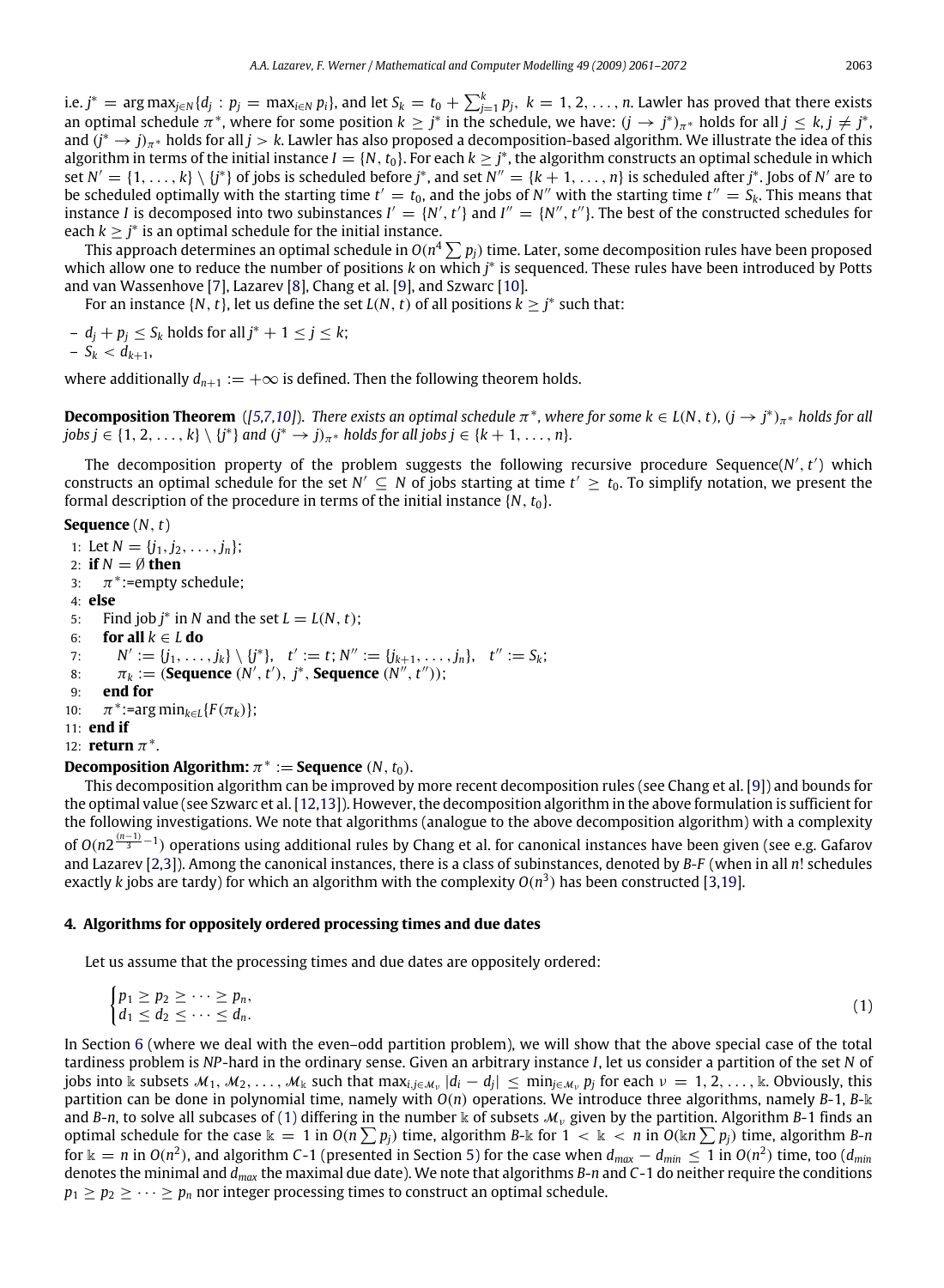i.e. $j^* = \arg\max_{j \in N}\{d_j : p_j = \max_{i \in N} p_i\}$, and let $S_k = t_0 + \sum_{j=1}^{k} p_j,\ k = 1, 2, \ldots, n$. Lawler has proved that there exists an optimal schedule $\pi^*$, where for some position $k \geq j^*$ in the schedule, we have: $(j \to j^*)_{\pi^*}$ holds for all $j \leq k, j \neq j^*$, and $(j^* \to j)_{\pi^*}$ holds for all $j > k$. Lawler has also proposed a decomposition-based algorithm. We illustrate the idea of this algorithm in terms of the initial instance $I = \{N, t_0\}$. For each $k \geq j^*$, the algorithm constructs an optimal schedule in which set $N' = \{1, \ldots, k\} \setminus \{j^*\}$ of jobs is scheduled before $j^*$, and set $N'' = \{k+1, \ldots, n\}$ is scheduled after $j^*$. Jobs of $N'$ are to be scheduled optimally with the starting time $t' = t_0$, and the jobs of $N''$ with the starting time $t'' = S_k$. This means that instance $I$ is decomposed into two subinstances $I' = \{N', t'\}$ and $I'' = \{N'', t''\}$. The best of the constructed schedules for each $k \geq j^*$ is an optimal schedule for the initial instance.

This approach determines an optimal schedule in $O(n^4 \sum p_j)$ time. Later, some decomposition rules have been proposed which allow one to reduce the number of positions $k$ on which $j^*$ is sequenced. These rules have been introduced by Potts and van Wassenhove [7], Lazarev [8], Chang et al. [9], and Szwarc [10].

For an instance $\{N, t\}$, let us define the set $L(N, t)$ of all positions $k \geq j^*$ such that:

- $d_j + p_j \leq S_k$ holds for all $j^* + 1 \leq j \leq k$;
- $S_k < d_{k+1}$,

where additionally $d_{n+1} := +\infty$ is defined. Then the following theorem holds.

**Decomposition Theorem** *([5,7,10]). There exists an optimal schedule $\pi^*$, where for some $k \in L(N, t)$, $(j \to j^*)_{\pi^*}$ holds for all jobs $j \in \{1, 2, \ldots, k\} \setminus \{j^*\}$ and $(j^* \to j)_{\pi^*}$ holds for all jobs $j \in \{k+1, \ldots, n\}$.*

The decomposition property of the problem suggests the following recursive procedure Sequence$(N', t')$ which constructs an optimal schedule for the set $N' \subseteq N$ of jobs starting at time $t' \geq t_0$. To simplify notation, we present the formal description of the procedure in terms of the initial instance $\{N, t_0\}$.

**Sequence** $(N, t)$

```
 1: Let N = {j_1, j_2, ..., j_n};
 2: if N = ∅ then
 3:    π* := empty schedule;
 4: else
 5:    Find job j* in N and the set L = L(N, t);
 6:    for all k ∈ L do
 7:       N' := {j_1, ..., j_k} \ {j*},   t' := t; N'' := {j_{k+1}, ..., j_n},   t'' := S_k;
 8:       π_k := (Sequence (N', t'), j*, Sequence (N'', t''));
 9:    end for
10:    π* := arg min_{k∈L}{F(π_k)};
11: end if
12: return π*.
```

**Decomposition Algorithm:** $\pi^* :=$ **Sequence** $(N, t_0)$.

This decomposition algorithm can be improved by more recent decomposition rules (see Chang et al. [9]) and bounds for the optimal value (see Szwarc et al. [12,13]). However, the decomposition algorithm in the above formulation is sufficient for the following investigations. We note that algorithms (analogue to the above decomposition algorithm) with a complexity of $O(n2^{\frac{(n-1)}{3}-1})$ operations using additional rules by Chang et al. for canonical instances have been given (see e.g. Gafarov and Lazarev [2,3]). Among the canonical instances, there is a class of subinstances, denoted by *B-F* (when in all $n!$ schedules exactly $k$ jobs are tardy) for which an algorithm with the complexity $O(n^3)$ has been constructed [3,19].

## 4. Algorithms for oppositely ordered processing times and due dates

Let us assume that the processing times and due dates are oppositely ordered:

$$
\begin{cases} p_1 \geq p_2 \geq \cdots \geq p_n, \\ d_1 \leq d_2 \leq \cdots \leq d_n. \end{cases} \tag{1}
$$

In Section 6 (where we deal with the even–odd partition problem), we will show that the above special case of the total tardiness problem is *NP*-hard in the ordinary sense. Given an arbitrary instance $I$, let us consider a partition of the set $N$ of jobs into $\Bbbk$ subsets $\mathcal{M}_1, \mathcal{M}_2, \ldots, \mathcal{M}_\Bbbk$ such that $\max_{i,j \in \mathcal{M}_\nu} |d_i - d_j| \leq \min_{j \in \mathcal{M}_\nu} p_j$ for each $\nu = 1, 2, \ldots, \Bbbk$. Obviously, this partition can be done in polynomial time, namely with $O(n)$ operations. We introduce three algorithms, namely *B*-1, *B*-$\Bbbk$ and *B*-$n$, to solve all subcases of (1) differing in the number $\Bbbk$ of subsets $\mathcal{M}_\nu$ given by the partition. Algorithm *B*-1 finds an optimal schedule for the case $\Bbbk = 1$ in $O(n \sum p_j)$ time, algorithm *B*-$\Bbbk$ for $1 < \Bbbk < n$ in $O(\Bbbk n \sum p_j)$ time, algorithm *B*-$n$ for $\Bbbk = n$ in $O(n^2)$, and algorithm *C*-1 (presented in Section 5) for the case when $d_{max} - d_{min} \leq 1$ in $O(n^2)$ time, too ($d_{min}$ denotes the minimal and $d_{max}$ the maximal due date). We note that algorithms *B*-$n$ and *C*-1 do neither require the conditions $p_1 \geq p_2 \geq \cdots \geq p_n$ nor integer processing times to construct an optimal schedule.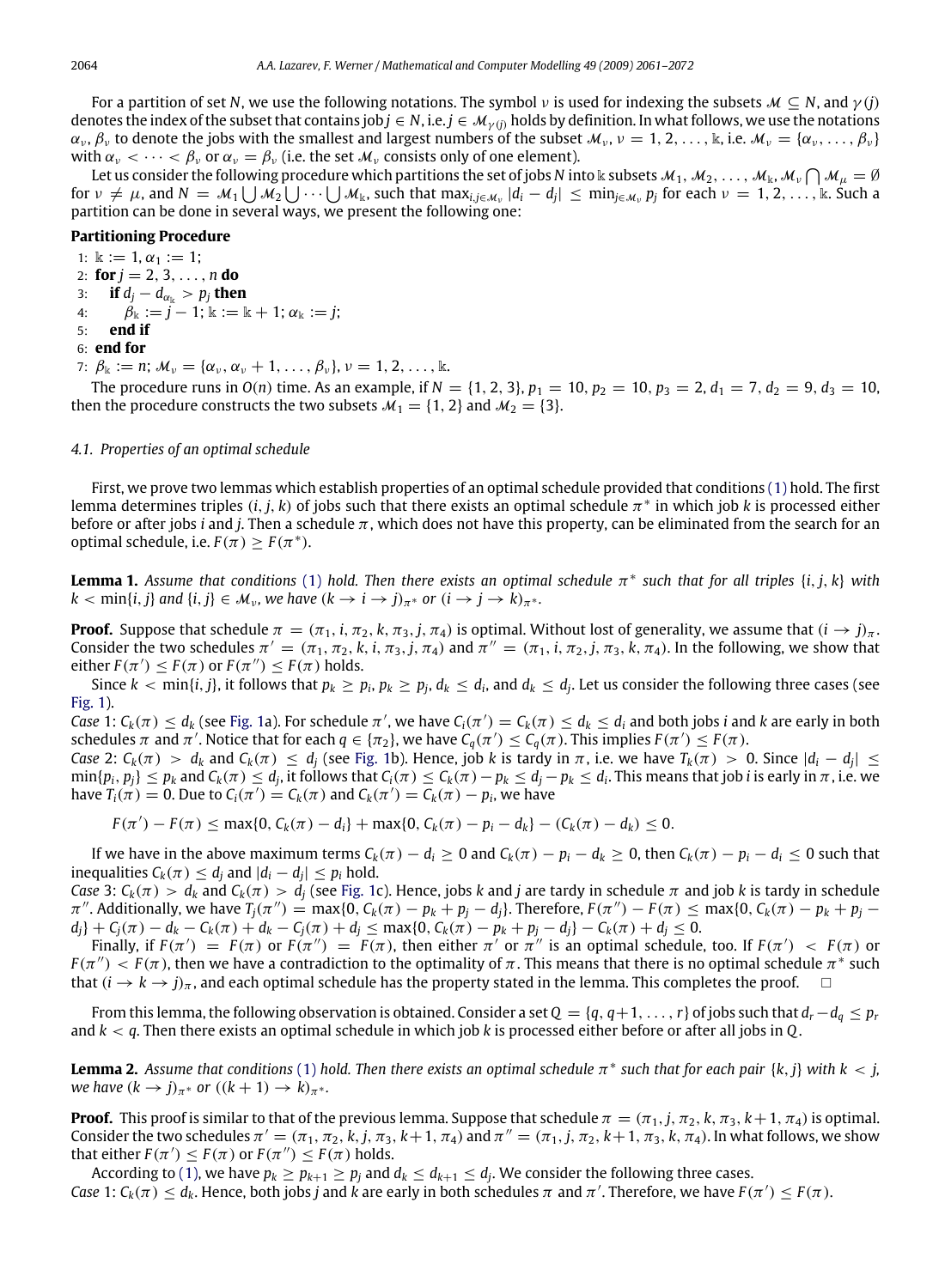For a partition of set $N$, we use the following notations. The symbol $\nu$ is used for indexing the subsets $\mathcal{M} \subseteq N$, and $\gamma(j)$ denotes the index of the subset that contains job $j \in N$, i.e. $j \in \mathcal{M}_{\gamma(j)}$ holds by definition. In what follows, we use the notations $\alpha_\nu$, $\beta_\nu$ to denote the jobs with the smallest and largest numbers of the subset $\mathcal{M}_\nu$, $\nu = 1, 2, \ldots, \Bbbk$, i.e. $\mathcal{M}_\nu = \{\alpha_\nu, \ldots, \beta_\nu\}$ with $\alpha_\nu < \cdots < \beta_\nu$ or $\alpha_\nu = \beta_\nu$ (i.e. the set $\mathcal{M}_\nu$ consists only of one element).

Let us consider the following procedure which partitions the set of jobs $N$ into $\Bbbk$ subsets $\mathcal{M}_1, \mathcal{M}_2, \ldots, \mathcal{M}_\Bbbk$, $\mathcal{M}_\nu \bigcap \mathcal{M}_\mu = \emptyset$ for $\nu \neq \mu$, and $N = \mathcal{M}_1 \bigcup \mathcal{M}_2 \bigcup \cdots \bigcup \mathcal{M}_\Bbbk$, such that $\max_{i,j \in \mathcal{M}_\nu} |d_i - d_j| \leq \min_{j \in \mathcal{M}_\nu} p_j$ for each $\nu = 1, 2, \ldots, \Bbbk$. Such a partition can be done in several ways, we present the following one:

**Partitioning Procedure**

```
1: 𝕜 := 1, α_1 := 1;
2: for j = 2, 3, ..., n do
3:     if d_j − d_{α_𝕜} > p_j then
4:         β_𝕜 := j − 1; 𝕜 := 𝕜 + 1; α_𝕜 := j;
5:     end if
6: end for
7: β_𝕜 := n; M_ν = {α_ν, α_ν + 1, ..., β_ν}, ν = 1, 2, ..., 𝕜.
```

The procedure runs in $O(n)$ time. As an example, if $N = \{1, 2, 3\}$, $p_1 = 10$, $p_2 = 10$, $p_3 = 2$, $d_1 = 7$, $d_2 = 9$, $d_3 = 10$, then the procedure constructs the two subsets $\mathcal{M}_1 = \{1, 2\}$ and $\mathcal{M}_2 = \{3\}$.

### 4.1. Properties of an optimal schedule

First, we prove two lemmas which establish properties of an optimal schedule provided that conditions (1) hold. The first lemma determines triples $(i, j, k)$ of jobs such that there exists an optimal schedule $\pi^*$ in which job $k$ is processed either before or after jobs $i$ and $j$. Then a schedule $\pi$, which does not have this property, can be eliminated from the search for an optimal schedule, i.e. $F(\pi) \geq F(\pi^*)$.

**Lemma 1.** *Assume that conditions (1) hold. Then there exists an optimal schedule $\pi^*$ such that for all triples $\{i, j, k\}$ with $k < \min\{i, j\}$ and $\{i, j\} \in \mathcal{M}_\nu$, we have $(k \to i \to j)_{\pi^*}$ or $(i \to j \to k)_{\pi^*}$.*

**Proof.** Suppose that schedule $\pi = (\pi_1, i, \pi_2, k, \pi_3, j, \pi_4)$ is optimal. Without lost of generality, we assume that $(i \to j)_\pi$. Consider the two schedules $\pi' = (\pi_1, \pi_2, k, i, \pi_3, j, \pi_4)$ and $\pi'' = (\pi_1, i, \pi_2, j, \pi_3, k, \pi_4)$. In the following, we show that either $F(\pi') \leq F(\pi)$ or $F(\pi'') \leq F(\pi)$ holds.

Since $k < \min\{i, j\}$, it follows that $p_k \geq p_i$, $p_k \geq p_j$, $d_k \leq d_i$, and $d_k \leq d_j$. Let us consider the following three cases (see Fig. 1).

*Case* 1: $C_k(\pi) \leq d_k$ (see Fig. 1a). For schedule $\pi'$, we have $C_i(\pi') = C_k(\pi) \leq d_k \leq d_i$ and both jobs $i$ and $k$ are early in both schedules $\pi$ and $\pi'$. Notice that for each $q \in \{\pi_2\}$, we have $C_q(\pi') \leq C_q(\pi)$. This implies $F(\pi') \leq F(\pi)$.

*Case* 2: $C_k(\pi) > d_k$ and $C_k(\pi) \leq d_j$ (see Fig. 1b). Hence, job $k$ is tardy in $\pi$, i.e. we have $T_k(\pi) > 0$. Since $|d_i - d_j| \leq \min\{p_i, p_j\} \leq p_k$ and $C_k(\pi) \leq d_j$, it follows that $C_i(\pi) \leq C_k(\pi) - p_k \leq d_j - p_k \leq d_i$. This means that job $i$ is early in $\pi$, i.e. we have $T_i(\pi) = 0$. Due to $C_i(\pi') = C_k(\pi)$ and $C_k(\pi') = C_k(\pi) - p_i$, we have

$$F(\pi') - F(\pi) \leq \max\{0, C_k(\pi) - d_i\} + \max\{0, C_k(\pi) - p_i - d_k\} - (C_k(\pi) - d_k) \leq 0.$$

If we have in the above maximum terms $C_k(\pi) - d_i \geq 0$ and $C_k(\pi) - p_i - d_k \geq 0$, then $C_k(\pi) - p_i - d_i \leq 0$ such that inequalities $C_k(\pi) \leq d_j$ and $|d_i - d_j| \leq p_i$ hold.

*Case* 3: $C_k(\pi) > d_k$ and $C_k(\pi) > d_j$ (see Fig. 1c). Hence, jobs $k$ and $j$ are tardy in schedule $\pi$ and job $k$ is tardy in schedule $\pi''$. Additionally, we have $T_j(\pi'') = \max\{0, C_k(\pi) - p_k + p_j - d_j\}$. Therefore, $F(\pi'') - F(\pi) \leq \max\{0, C_k(\pi) - p_k + p_j - d_j\} + C_j(\pi) - d_k - C_k(\pi) + d_k - C_j(\pi) + d_j \leq \max\{0, C_k(\pi) - p_k + p_j - d_j\} - C_k(\pi) + d_j \leq 0$.

Finally, if $F(\pi') = F(\pi)$ or $F(\pi'') = F(\pi)$, then either $\pi'$ or $\pi''$ is an optimal schedule, too. If $F(\pi') < F(\pi)$ or $F(\pi'') < F(\pi)$, then we have a contradiction to the optimality of $\pi$. This means that there is no optimal schedule $\pi^*$ such that $(i \to k \to j)_\pi$, and each optimal schedule has the property stated in the lemma. This completes the proof. □

From this lemma, the following observation is obtained. Consider a set $Q = \{q, q+1, \ldots, r\}$ of jobs such that $d_r - d_q \leq p_r$ and $k < q$. Then there exists an optimal schedule in which job $k$ is processed either before or after all jobs in $Q$.

**Lemma 2.** *Assume that conditions (1) hold. Then there exists an optimal schedule $\pi^*$ such that for each pair $\{k, j\}$ with $k < j$, we have $(k \to j)_{\pi^*}$ or $((k+1) \to k)_{\pi^*}$.*

**Proof.** This proof is similar to that of the previous lemma. Suppose that schedule $\pi = (\pi_1, j, \pi_2, k, \pi_3, k+1, \pi_4)$ is optimal. Consider the two schedules $\pi' = (\pi_1, \pi_2, k, j, \pi_3, k+1, \pi_4)$ and $\pi'' = (\pi_1, j, \pi_2, k+1, \pi_3, k, \pi_4)$. In what follows, we show that either $F(\pi') \leq F(\pi)$ or $F(\pi'') \leq F(\pi)$ holds.

According to (1), we have $p_k \geq p_{k+1} \geq p_j$ and $d_k \leq d_{k+1} \leq d_j$. We consider the following three cases.

*Case* 1: $C_k(\pi) \leq d_k$. Hence, both jobs $j$ and $k$ are early in both schedules $\pi$ and $\pi'$. Therefore, we have $F(\pi') \leq F(\pi)$.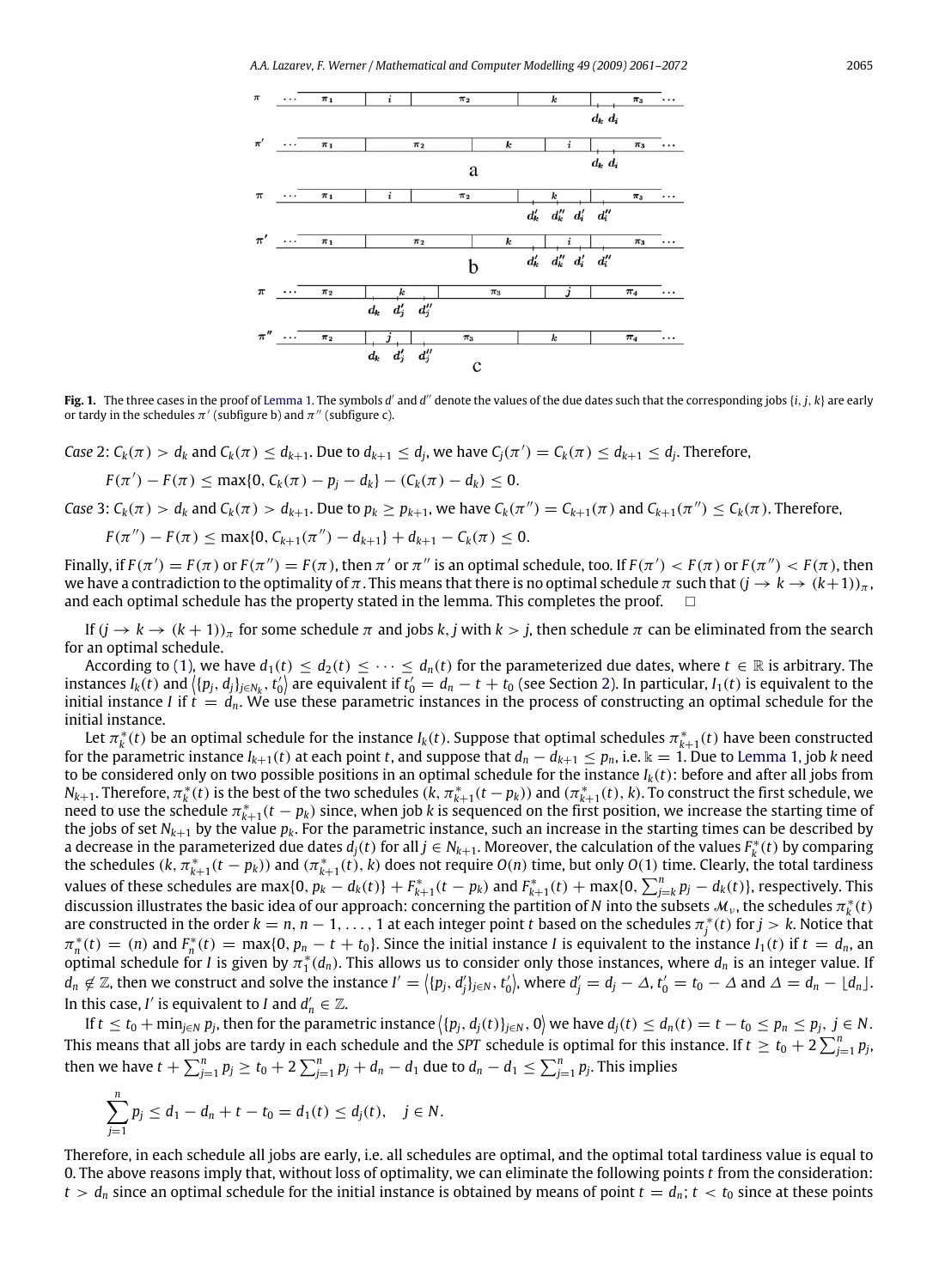**Fig. 1.** The three cases in the proof of Lemma 1. The symbols $d'$ and $d''$ denote the values of the due dates such that the corresponding jobs $\{i, j, k\}$ are early or tardy in the schedules $\pi'$ (subfigure b) and $\pi''$ (subfigure c).

*Case* 2: $C_k(\pi) > d_k$ and $C_k(\pi) \le d_{k+1}$. Due to $d_{k+1} \le d_j$, we have $C_j(\pi') = C_k(\pi) \le d_{k+1} \le d_j$. Therefore,

$$F(\pi') - F(\pi) \le \max\{0, C_k(\pi) - p_j - d_k\} - (C_k(\pi) - d_k) \le 0.$$

*Case* 3: $C_k(\pi) > d_k$ and $C_k(\pi) > d_{k+1}$. Due to $p_k \ge p_{k+1}$, we have $C_k(\pi'') = C_{k+1}(\pi)$ and $C_{k+1}(\pi'') \le C_k(\pi)$. Therefore,

$$F(\pi'') - F(\pi) \le \max\{0, C_{k+1}(\pi'') - d_{k+1}\} + d_{k+1} - C_k(\pi) \le 0.$$

Finally, if $F(\pi') = F(\pi)$ or $F(\pi'') = F(\pi)$, then $\pi'$ or $\pi''$ is an optimal schedule, too. If $F(\pi') < F(\pi)$ or $F(\pi'') < F(\pi)$, then we have a contradiction to the optimality of $\pi$. This means that there is no optimal schedule $\pi$ such that $(j \to k \to (k+1))_\pi$, and each optimal schedule has the property stated in the lemma. This completes the proof. $\square$

If $(j \to k \to (k+1))_\pi$ for some schedule $\pi$ and jobs $k, j$ with $k > j$, then schedule $\pi$ can be eliminated from the search for an optimal schedule.

According to (1), we have $d_1(t) \le d_2(t) \le \cdots \le d_n(t)$ for the parameterized due dates, where $t \in \mathbb{R}$ is arbitrary. The instances $I_k(t)$ and $\langle \{p_j, d_j\}_{j \in N_k}, t'_0 \rangle$ are equivalent if $t'_0 = d_n - t + t_0$ (see Section 2). In particular, $I_1(t)$ is equivalent to the initial instance $I$ if $t = d_n$. We use these parametric instances in the process of constructing an optimal schedule for the initial instance.

Let $\pi^*_k(t)$ be an optimal schedule for the instance $I_k(t)$. Suppose that optimal schedules $\pi^*_{k+1}(t)$ have been constructed for the parametric instance $I_{k+1}(t)$ at each point $t$, and suppose that $d_n - d_{k+1} \le p_n$, i.e. $\Bbbk = 1$. Due to Lemma 1, job $k$ need to be considered only on two possible positions in an optimal schedule for the instance $I_k(t)$: before and after all jobs from $N_{k+1}$. Therefore, $\pi^*_k(t)$ is the best of the two schedules $(k, \pi^*_{k+1}(t - p_k))$ and $(\pi^*_{k+1}(t), k)$. To construct the first schedule, we need to use the schedule $\pi^*_{k+1}(t - p_k)$ since, when job $k$ is sequenced on the first position, we increase the starting time of the jobs of set $N_{k+1}$ by the value $p_k$. For the parametric instance, such an increase in the starting times can be described by a decrease in the parameterized due dates $d_j(t)$ for all $j \in N_{k+1}$. Moreover, the calculation of the values $F^*_k(t)$ by comparing the schedules $(k, \pi^*_{k+1}(t - p_k))$ and $(\pi^*_{k+1}(t), k)$ does not require $O(n)$ time, but only $O(1)$ time. Clearly, the total tardiness values of these schedules are $\max\{0, p_k - d_k(t)\} + F^*_{k+1}(t - p_k)$ and $F^*_{k+1}(t) + \max\{0, \sum_{j=k}^n p_j - d_k(t)\}$, respectively. This discussion illustrates the basic idea of our approach: concerning the partition of $N$ into the subsets $\mathcal{M}_\nu$, the schedules $\pi^*_k(t)$ are constructed in the order $k = n, n-1, \ldots, 1$ at each integer point $t$ based on the schedules $\pi^*_j(t)$ for $j > k$. Notice that $\pi^*_n(t) = (n)$ and $F^*_n(t) = \max\{0, p_n - t + t_0\}$. Since the initial instance $I$ is equivalent to the instance $I_1(t)$ if $t = d_n$, an optimal schedule for $I$ is given by $\pi^*_1(d_n)$. This allows us to consider only those instances, where $d_n$ is an integer value. If $d_n \notin \mathbb{Z}$, then we construct and solve the instance $I' = \langle \{p_j, d'_j\}_{j \in N}, t'_0 \rangle$, where $d'_j = d_j - \Delta$, $t'_0 = t_0 - \Delta$ and $\Delta = d_n - \lfloor d_n \rfloor$. In this case, $I'$ is equivalent to $I$ and $d'_n \in \mathbb{Z}$.

If $t \le t_0 + \min_{j \in N} p_j$, then for the parametric instance $\langle \{p_j, d_j(t)\}_{j \in N}, 0 \rangle$ we have $d_j(t) \le d_n(t) = t - t_0 \le p_n \le p_j$, $j \in N$. This means that all jobs are tardy in each schedule and the *SPT* schedule is optimal for this instance. If $t \ge t_0 + 2\sum_{j=1}^n p_j$, then we have $t + \sum_{j=1}^n p_j \ge t_0 + 2\sum_{j=1}^n p_j + d_n - d_1$ due to $d_n - d_1 \le \sum_{j=1}^n p_j$. This implies

$$\sum_{j=1}^n p_j \le d_1 - d_n + t - t_0 = d_1(t) \le d_j(t), \quad j \in N.$$

Therefore, in each schedule all jobs are early, i.e. all schedules are optimal, and the optimal total tardiness value is equal to 0. The above reasons imply that, without loss of optimality, we can eliminate the following points $t$ from the consideration: $t > d_n$ since an optimal schedule for the initial instance is obtained by means of point $t = d_n$; $t < t_0$ since at these points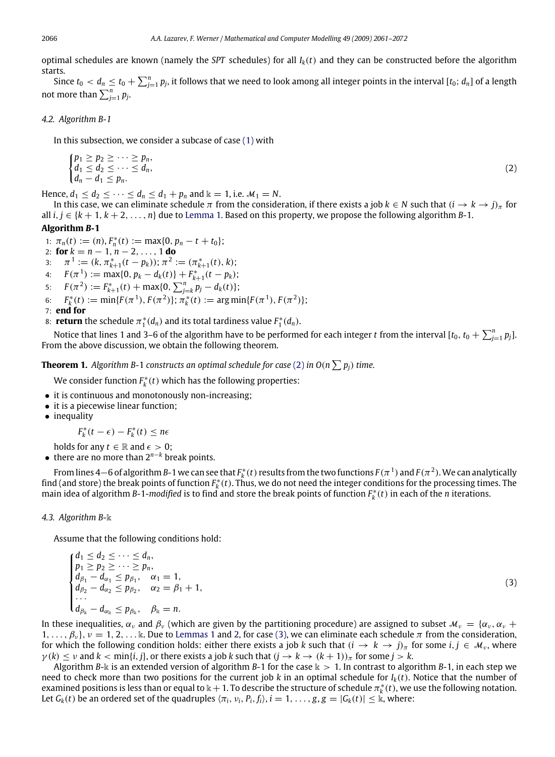optimal schedules are known (namely the *SPT* schedules) for all $I_k(t)$ and they can be constructed before the algorithm starts.

Since $t_0 < d_n \le t_0 + \sum_{j=1}^{n} p_j$, it follows that we need to look among all integer points in the interval $[t_0; d_n]$ of a length not more than $\sum_{j=1}^{n} p_j$.

### 4.2. Algorithm B-1

In this subsection, we consider a subcase of case (1) with

$$\begin{cases} p_1 \ge p_2 \ge \cdots \ge p_n, \\ d_1 \le d_2 \le \cdots \le d_n, \\ d_n - d_1 \le p_n. \end{cases} \tag{2}$$

Hence, $d_1 \le d_2 \le \cdots \le d_n \le d_1 + p_n$ and $\Bbbk = 1$, i.e. $\mathcal{M}_1 = N$.

In this case, we can eliminate schedule $\pi$ from the consideration, if there exists a job $k \in N$ such that $(i \to k \to j)_\pi$ for all $i, j \in \{k+1, k+2, \ldots, n\}$ due to Lemma 1. Based on this property, we propose the following algorithm $B$-1.

**Algorithm *B*-1**

1: $\pi_n(t) := (n), F_n^*(t) := \max\{0, p_n - t + t_0\}$;
2: **for** $k = n-1, n-2, \ldots, 1$ **do**
3: $\quad \pi^1 := (k, \pi_{k+1}^*(t - p_k))$; $\pi^2 := (\pi_{k+1}^*(t), k)$;
4: $\quad F(\pi^1) := \max\{0, p_k - d_k(t)\} + F_{k+1}^*(t - p_k)$;
5: $\quad F(\pi^2) := F_{k+1}^*(t) + \max\{0, \sum_{j=k}^{n} p_j - d_k(t)\}$;
6: $\quad F_k^*(t) := \min\{F(\pi^1), F(\pi^2)\}$; $\pi_k^*(t) := \arg\min\{F(\pi^1), F(\pi^2)\}$;
7: **end for**
8: **return** the schedule $\pi_1^*(d_n)$ and its total tardiness value $F_1^*(d_n)$.

Notice that lines 1 and 3–6 of the algorithm have to be performed for each integer $t$ from the interval $[t_0, t_0 + \sum_{j=1}^{n} p_j]$. From the above discussion, we obtain the following theorem.

**Theorem 1.** *Algorithm B-1 constructs an optimal schedule for case (2) in $O(n \sum p_j)$ time.*

We consider function $F_k^*(t)$ which has the following properties:

- it is continuous and monotonously non-increasing;
- it is a piecewise linear function;
- inequality

  $$F_k^*(t - \epsilon) - F_k^*(t) \le n\epsilon$$

  holds for any $t \in \mathbb{R}$ and $\epsilon > 0$;
- there are no more than $2^{n-k}$ break points.

From lines 4−6 of algorithm $B$-1 we can see that $F_k^*(t)$ results from the two functions $F(\pi^1)$ and $F(\pi^2)$. We can analytically find (and store) the break points of function $F_k^*(t)$. Thus, we do not need the integer conditions for the processing times. The main idea of algorithm $B$-1-*modified* is to find and store the break points of function $F_k^*(t)$ in each of the $n$ iterations.

### 4.3. Algorithm B-𝕜

Assume that the following conditions hold:

$$\begin{cases} d_1 \le d_2 \le \cdots \le d_n, \\ p_1 \ge p_2 \ge \cdots \ge p_n, \\ d_{\beta_1} - d_{\alpha_1} \le p_{\beta_1}, \quad \alpha_1 = 1, \\ d_{\beta_2} - d_{\alpha_2} \le p_{\beta_2}, \quad \alpha_2 = \beta_1 + 1, \\ \cdots \\ d_{\beta_\Bbbk} - d_{\alpha_\Bbbk} \le p_{\beta_\Bbbk}, \quad \beta_\Bbbk = n. \end{cases} \tag{3}$$

In these inequalities, $\alpha_\nu$ and $\beta_\nu$ (which are given by the partitioning procedure) are assigned to subset $\mathcal{M}_\nu = \{\alpha_\nu, \alpha_\nu + 1, \ldots, \beta_\nu\}$, $\nu = 1, 2, \ldots \Bbbk$. Due to Lemmas 1 and 2, for case (3), we can eliminate each schedule $\pi$ from the consideration, for which the following condition holds: either there exists a job $k$ such that $(i \to k \to j)_\pi$ for some $i, j \in \mathcal{M}_\nu$, where $\gamma(k) \le \nu$ and $k < \min\{i, j\}$, or there exists a job $k$ such that $(j \to k \to (k+1))_\pi$ for some $j > k$.

Algorithm $B$-$\Bbbk$ is an extended version of algorithm $B$-1 for the case $\Bbbk > 1$. In contrast to algorithm $B$-1, in each step we need to check more than two positions for the current job $k$ in an optimal schedule for $I_k(t)$. Notice that the number of examined positions is less than or equal to $\Bbbk + 1$. To describe the structure of schedule $\pi_k^*(t)$, we use the following notation. Let $G_k(t)$ be an ordered set of the quadruples $\langle \pi_i, \nu_i, P_i, f_i \rangle$, $i = 1, \ldots, g$, $g = |G_k(t)| \le \Bbbk$, where: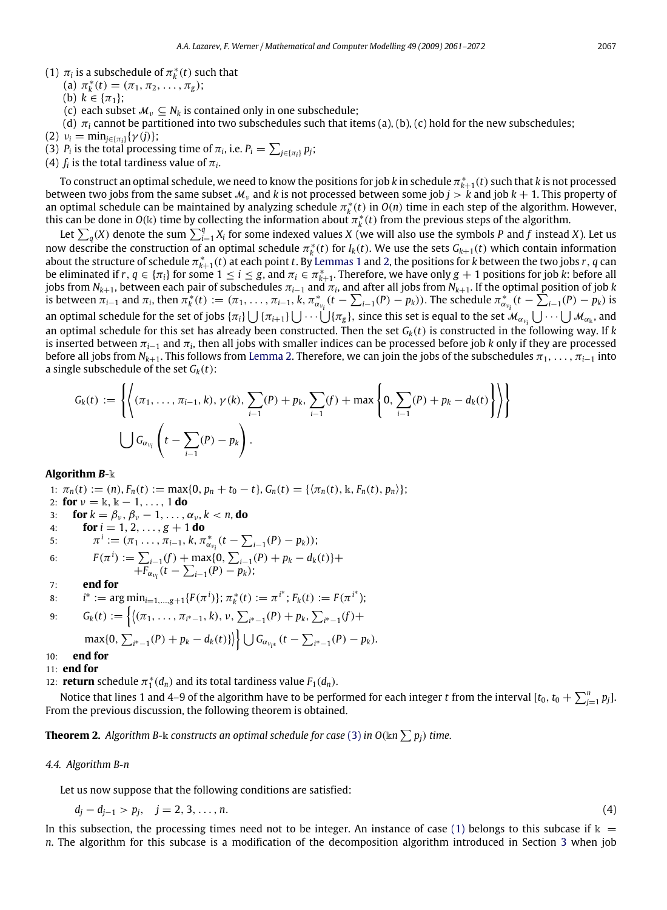(1) $\pi_i$ is a subschedule of $\pi_k^*(t)$ such that
   (a) $\pi_k^*(t) = (\pi_1, \pi_2, \ldots, \pi_g)$;
   (b) $k \in \{\pi_1\}$;
   (c) each subset $\mathcal{M}_\nu \subseteq N_k$ is contained only in one subschedule;
   (d) $\pi_i$ cannot be partitioned into two subschedules such that items (a), (b), (c) hold for the new subschedules;
(2) $\nu_i = \min_{j \in \{\pi_i\}}\{\gamma(j)\}$;
(3) $P_i$ is the total processing time of $\pi_i$, i.e. $P_i = \sum_{j \in \{\pi_i\}} p_j$;
(4) $f_i$ is the total tardiness value of $\pi_i$.

To construct an optimal schedule, we need to know the positions for job $k$ in schedule $\pi_{k+1}^*(t)$ such that $k$ is not processed between two jobs from the same subset $\mathcal{M}_\nu$ and $k$ is not processed between some job $j > k$ and job $k+1$. This property of an optimal schedule can be maintained by analyzing schedule $\pi_k^*(t)$ in $O(n)$ time in each step of the algorithm. However, this can be done in $O(\Bbbk)$ time by collecting the information about $\pi_k^*(t)$ from the previous steps of the algorithm.

Let $\sum_q(X)$ denote the sum $\sum_{i=1}^q X_i$ for some indexed values $X$ (we will also use the symbols $P$ and $f$ instead $X$). Let us now describe the construction of an optimal schedule $\pi_k^*(t)$ for $I_k(t)$. We use the sets $G_{k+1}(t)$ which contain information about the structure of schedule $\pi_{k+1}^*(t)$ at each point $t$. By Lemmas 1 and 2, the positions for $k$ between the two jobs $r, q$ can be eliminated if $r, q \in \{\pi_i\}$ for some $1 \le i \le g$, and $\pi_i \in \pi_{k+1}^*$. Therefore, we have only $g+1$ positions for job $k$: before all jobs from $N_{k+1}$, between each pair of subschedules $\pi_{i-1}$ and $\pi_i$, and after all jobs from $N_{k+1}$. If the optimal position of job $k$ is between $\pi_{i-1}$ and $\pi_i$, then $\pi_k^*(t) := (\pi_1, \ldots, \pi_{i-1}, k, \pi_{\alpha_{\nu_i}}^*(t - \sum_{i-1}(P) - p_k))$. The schedule $\pi_{\alpha_{\nu_i}}^*(t - \sum_{i-1}(P) - p_k)$ is an optimal schedule for the set of jobs $\{\pi_i\} \bigcup \{\pi_{i+1}\} \bigcup \cdots \bigcup \{\pi_g\}$, since this set is equal to the set $\mathcal{M}_{\alpha_{\nu_i}} \bigcup \cdots \bigcup \mathcal{M}_{\alpha_\Bbbk}$, and an optimal schedule for this set has already been constructed. Then the set $G_k(t)$ is constructed in the following way. If $k$ is inserted between $\pi_{i-1}$ and $\pi_i$, then all jobs with smaller indices can be processed before job $k$ only if they are processed before all jobs from $N_{k+1}$. This follows from Lemma 2. Therefore, we can join the jobs of the subschedules $\pi_1, \ldots, \pi_{i-1}$ into a single subschedule of the set $G_k(t)$:

$$G_k(t) := \left\{ \left\langle (\pi_1, \ldots, \pi_{i-1}, k), \gamma(k), \sum_{i-1}(P) + p_k, \sum_{i-1}(f) + \max\left\{0, \sum_{i-1}(P) + p_k - d_k(t)\right\} \right\rangle \right\}$$
$$\bigcup G_{\alpha_{\nu_i}}\left(t - \sum_{i-1}(P) - p_k\right).$$

**Algorithm *B*-$\Bbbk$**

1: $\pi_n(t) := (n), F_n(t) := \max\{0, p_n + t_0 - t\}, G_n(t) = \{\langle \pi_n(t), \Bbbk, F_n(t), p_n \rangle\}$;
2: **for** $\nu = \Bbbk, \Bbbk - 1, \ldots, 1$ **do**
3: &nbsp;&nbsp;**for** $k = \beta_\nu, \beta_\nu - 1, \ldots, \alpha_\nu, k < n$, **do**
4: &nbsp;&nbsp;&nbsp;&nbsp;**for** $i = 1, 2, \ldots, g+1$ **do**
5: &nbsp;&nbsp;&nbsp;&nbsp;&nbsp;&nbsp;$\pi^i := (\pi_1 \ldots, \pi_{i-1}, k, \pi_{\alpha_{\nu_i}}^*(t - \sum_{i-1}(P) - p_k))$;
6: &nbsp;&nbsp;&nbsp;&nbsp;&nbsp;&nbsp;$F(\pi^i) := \sum_{i-1}(f) + \max\{0, \sum_{i-1}(P) + p_k - d_k(t)\} + F_{\alpha_{\nu_i}}(t - \sum_{i-1}(P) - p_k)$;
7: &nbsp;&nbsp;&nbsp;&nbsp;**end for**
8: &nbsp;&nbsp;&nbsp;&nbsp;$i^* := \arg\min_{i=1,\ldots,g+1}\{F(\pi^i)\}$; $\pi_k^*(t) := \pi^{i^*}$; $F_k(t) := F(\pi^{i^*})$;
9: &nbsp;&nbsp;&nbsp;&nbsp;$G_k(t) := \Big\{ \big\langle (\pi_1, \ldots, \pi_{i^*-1}, k), \nu, \sum_{i^*-1}(P) + p_k, \sum_{i^*-1}(f) + \max\{0, \sum_{i^*-1}(P) + p_k - d_k(t)\} \big\rangle \Big\} \bigcup G_{\alpha_{\nu_{i^*}}}(t - \sum_{i^*-1}(P) - p_k)$.
10: &nbsp;&nbsp;**end for**
11: **end for**
12: **return** schedule $\pi_1^*(d_n)$ and its total tardiness value $F_1(d_n)$.

Notice that lines 1 and 4–9 of the algorithm have to be performed for each integer $t$ from the interval $[t_0, t_0 + \sum_{j=1}^n p_j]$. From the previous discussion, the following theorem is obtained.

**Theorem 2.** *Algorithm B-$\Bbbk$ constructs an optimal schedule for case (3) in $O(\Bbbk n \sum p_j)$ time.*

### *4.4. Algorithm B-n*

Let us now suppose that the following conditions are satisfied:

$$d_j - d_{j-1} > p_j, \quad j = 2, 3, \ldots, n. \tag{4}$$

In this subsection, the processing times need not to be integer. An instance of case (1) belongs to this subcase if $\Bbbk = n$. The algorithm for this subcase is a modification of the decomposition algorithm introduced in Section 3 when job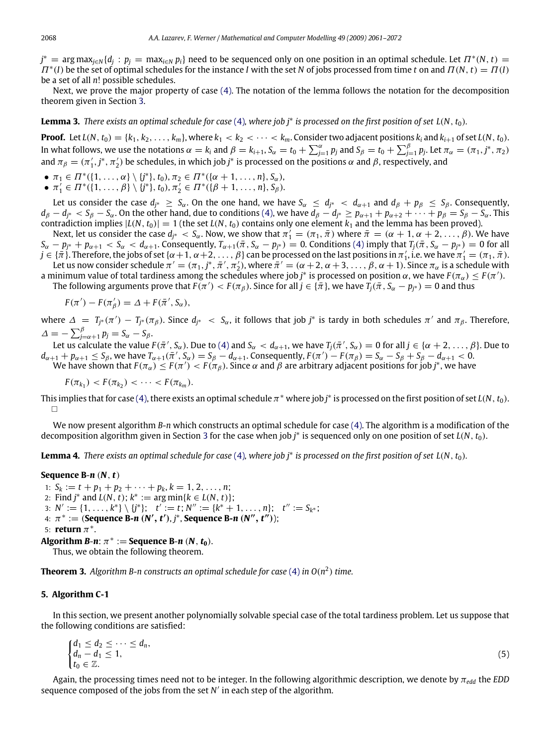$j^* = \arg\max_{j \in N}\{d_j : p_j = \max_{i \in N} p_i\}$ need to be sequenced only on one position in an optimal schedule. Let $\Pi^*(N, t) = \Pi^*(I)$ be the set of optimal schedules for the instance $I$ with the set $N$ of jobs processed from time $t$ on and $\Pi(N, t) = \Pi(I)$ be a set of all $n!$ possible schedules.

Next, we prove the major property of case (4). The notation of the lemma follows the notation for the decomposition theorem given in Section 3.

**Lemma 3.** *There exists an optimal schedule for case (4), where job $j^*$ is processed on the first position of set $L(N, t_0)$.*

**Proof.** Let $L(N, t_0) = \{k_1, k_2, \dots, k_m\}$, where $k_1 < k_2 < \dots < k_m$. Consider two adjacent positions $k_i$ and $k_{i+1}$ of set $L(N, t_0)$. In what follows, we use the notations $\alpha = k_i$ and $\beta = k_{i+1}$, $S_\alpha = t_0 + \sum_{j=1}^{\alpha} p_j$ and $S_\beta = t_0 + \sum_{j=1}^{\beta} p_j$. Let $\pi_\alpha = (\pi_1, j^*, \pi_2)$ and $\pi_\beta = (\pi_1', j^*, \pi_2')$ be schedules, in which job $j^*$ is processed on the positions $\alpha$ and $\beta$, respectively, and

- $\pi_1 \in \Pi^*(\{1, \dots, \alpha\} \setminus \{j^*\}, t_0)$, $\pi_2 \in \Pi^*(\{\alpha + 1, \dots, n\}, S_\alpha)$,
- $\pi_1' \in \Pi^*(\{1, \dots, \beta\} \setminus \{j^*\}, t_0)$, $\pi_2' \in \Pi^*(\{\beta + 1, \dots, n\}, S_\beta)$.

Let us consider the case $d_{j^*} \geq S_\alpha$. On the one hand, we have $S_\alpha \leq d_{j^*} < d_{\alpha+1}$ and $d_\beta + p_\beta \leq S_\beta$. Consequently, $d_\beta - d_{j^*} < S_\beta - S_\alpha$. On the other hand, due to conditions (4), we have $d_\beta - d_{j^*} \geq p_{\alpha+1} + p_{\alpha+2} + \dots + p_\beta = S_\beta - S_\alpha$. This contradiction implies $|L(N, t_0)| = 1$ (the set $L(N, t_0)$ contains only one element $k_1$ and the lemma has been proved).

Next, let us consider the case $d_{j^*} < S_\alpha$. Now, we show that $\pi_1' = (\pi_1, \bar{\pi})$ where $\bar{\pi} = (\alpha + 1, \alpha + 2, \dots, \beta)$. We have $S_\alpha - p_{j^*} + p_{\alpha+1} < S_\alpha < d_{\alpha+1}$. Consequently, $T_{\alpha+1}(\bar{\pi}, S_\alpha - p_{j^*}) = 0$. Conditions (4) imply that $T_j(\bar{\pi}, S_\alpha - p_{j^*}) = 0$ for all $j \in \{\bar{\pi}\}$. Therefore, the jobs of set $\{\alpha+1, \alpha+2, \dots, \beta\}$ can be processed on the last positions in $\pi_1'$, i.e. we have $\pi_1' = (\pi_1, \bar{\pi})$.

Let us now consider schedule $\pi' = (\pi_1, j^*, \bar{\pi}', \pi_2')$, where $\bar{\pi}' = (\alpha + 2, \alpha + 3, \dots, \beta, \alpha + 1)$. Since $\pi_\alpha$ is a schedule with a minimum value of total tardiness among the schedules where job $j^*$ is processed on position $\alpha$, we have $F(\pi_\alpha) \leq F(\pi')$.

The following arguments prove that $F(\pi') < F(\pi_\beta)$. Since for all $j \in \{\bar{\pi}\}$, we have $T_j(\bar{\pi}, S_\alpha - p_{j^*}) = 0$ and thus

$$F(\pi') - F(\pi_\beta') = \Delta + F(\bar{\pi}', S_\alpha),$$

where $\Delta = T_{j^*}(\pi') - T_{j^*}(\pi_\beta)$. Since $d_{j^*} < S_\alpha$, it follows that job $j^*$ is tardy in both schedules $\pi'$ and $\pi_\beta$. Therefore, $\Delta = -\sum_{j=\alpha+1}^{\beta} p_j = S_\alpha - S_\beta$.

Let us calculate the value $F(\bar{\pi}', S_\alpha)$. Due to (4) and $S_\alpha < d_{\alpha+1}$, we have $T_j(\bar{\pi}', S_\alpha) = 0$ for all $j \in \{\alpha + 2, \dots, \beta\}$. Due to $d_{\alpha+1} + p_{\alpha+1} \leq S_\beta$, we have $T_{\alpha+1}(\bar{\pi}', S_\alpha) = S_\beta - d_{\alpha+1}$. Consequently, $F(\pi') - F(\pi_\beta) = S_\alpha - S_\beta + S_\beta - d_{\alpha+1} < 0$.

We have shown that $F(\pi_\alpha) \leq F(\pi') < F(\pi_\beta)$. Since $\alpha$ and $\beta$ are arbitrary adjacent positions for job $j^*$, we have

$$F(\pi_{k_1}) < F(\pi_{k_2}) < \dots < F(\pi_{k_m}).$$

This implies that for case (4), there exists an optimal schedule $\pi^*$ where job $j^*$ is processed on the first position of set $L(N, t_0)$. $\square$

We now present algorithm *B-n* which constructs an optimal schedule for case (4). The algorithm is a modification of the decomposition algorithm given in Section 3 for the case when job $j^*$ is sequenced only on one position of set $L(N, t_0)$.

**Lemma 4.** *There exists an optimal schedule for case (4), where job $j^*$ is processed on the first position of set $L(N, t_0)$.*

**Sequence B-*n* ($N$, $t$)**

1: $S_k := t + p_1 + p_2 + \dots + p_k, k = 1, 2, \dots, n$;
2: Find $j^*$ and $L(N, t)$; $k^* := \arg\min\{k \in L(N, t)\}$;
3: $N' := \{1, \dots, k^*\} \setminus \{j^*\}$; $t' := t$; $N'' := \{k^* + 1, \dots, n\}$; $t'' := S_{k^*}$;
4: $\pi^* :=$ (**Sequence B-*n* ($N'$, $t'$)**), $j^*$, **Sequence B-*n* ($N''$, $t''$)**);
5: **return** $\pi^*$.

**Algorithm *B-n***: $\pi^* :=$ **Sequence B-*n* ($N$, $t_0$)**.

Thus, we obtain the following theorem.

**Theorem 3.** *Algorithm B-n constructs an optimal schedule for case (4) in $O(n^2)$ time.*

## 5. Algorithm C-1

In this section, we present another polynomially solvable special case of the total tardiness problem. Let us suppose that the following conditions are satisfied:

$$\begin{cases} d_1 \leq d_2 \leq \dots \leq d_n, \\ d_n - d_1 \leq 1, \\ t_0 \in \mathbb{Z}. \end{cases} \tag{5}$$

Again, the processing times need not to be integer. In the following algorithmic description, we denote by $\pi_{edd}$ the *EDD* sequence composed of the jobs from the set $N'$ in each step of the algorithm.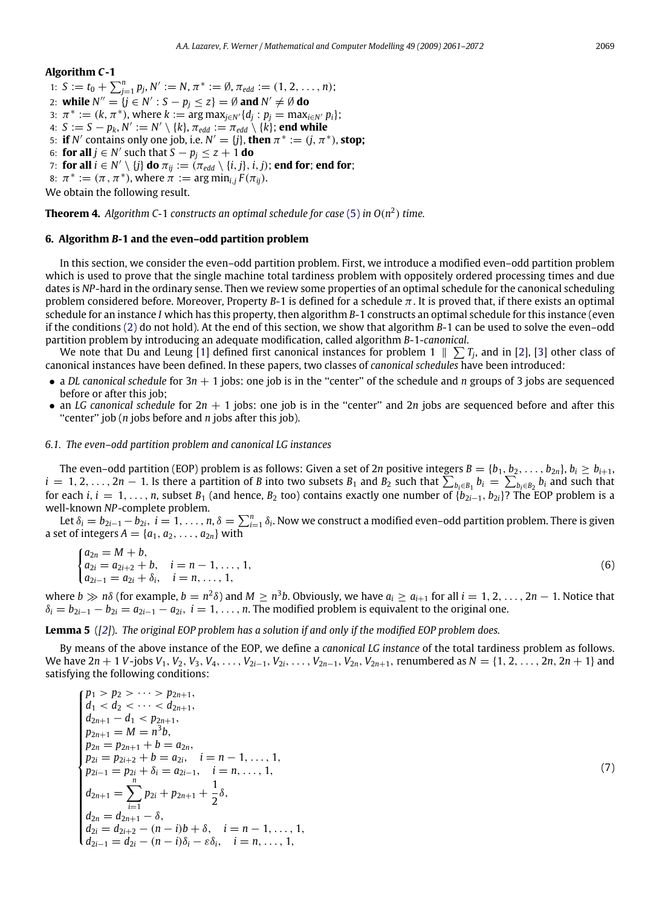**Algorithm *C*-1**

1: $S := t_0 + \sum_{j=1}^{n} p_j, N' := N, \pi^* := \emptyset, \pi_{edd} := (1, 2, \dots, n);$

2: **while** $N'' = \{j \in N' : S - p_j \leq z\} = \emptyset$ **and** $N' \neq \emptyset$ **do**

3: $\pi^* := (k, \pi^*)$, where $k := \arg\max_{j \in N'}\{d_j : p_j = \max_{i \in N'} p_i\}$;

4: $S := S - p_k, N' := N' \setminus \{k\}, \pi_{edd} := \pi_{edd} \setminus \{k\}$; **end while**

5: **if** $N'$ contains only one job, i.e. $N' = \{j\}$, **then** $\pi^* := (j, \pi^*)$, **stop;**

6: **for all** $j \in N'$ such that $S - p_j \leq z + 1$ **do**

7: **for all** $i \in N' \setminus \{j\}$ **do** $\pi_{ij} := (\pi_{edd} \setminus \{i, j\}, i, j)$; **end for**; **end for**;

8: $\pi^* := (\pi, \pi^*)$, where $\pi := \arg\min_{i,j} F(\pi_{ij})$.

We obtain the following result.

**Theorem 4.** *Algorithm C-1 constructs an optimal schedule for case (5) in $O(n^2)$ time.*

## 6. Algorithm *B*-1 and the even–odd partition problem

In this section, we consider the even–odd partition problem. First, we introduce a modified even–odd partition problem which is used to prove that the single machine total tardiness problem with oppositely ordered processing times and due dates is *NP*-hard in the ordinary sense. Then we review some properties of an optimal schedule for the canonical scheduling problem considered before. Moreover, Property *B*-1 is defined for a schedule $\pi$. It is proved that, if there exists an optimal schedule for an instance *I* which has this property, then algorithm *B*-1 constructs an optimal schedule for this instance (even if the conditions (2) do not hold). At the end of this section, we show that algorithm *B*-1 can be used to solve the even–odd partition problem by introducing an adequate modification, called algorithm *B*-1-*canonical*.

We note that Du and Leung [1] defined first canonical instances for problem $1 \parallel \sum T_j$, and in [2], [3] other class of canonical instances have been defined. In these papers, two classes of *canonical schedules* have been introduced:

- a *DL canonical schedule* for $3n + 1$ jobs: one job is in the ''center'' of the schedule and $n$ groups of 3 jobs are sequenced before or after this job;
- an *LG canonical schedule* for $2n + 1$ jobs: one job is in the ''center'' and $2n$ jobs are sequenced before and after this ''center'' job ($n$ jobs before and $n$ jobs after this job).

### 6.1. The even–odd partition problem and canonical LG instances

The even–odd partition (EOP) problem is as follows: Given a set of $2n$ positive integers $B = \{b_1, b_2, \dots, b_{2n}\}$, $b_i \geq b_{i+1}$, $i = 1, 2, \dots, 2n - 1$. Is there a partition of $B$ into two subsets $B_1$ and $B_2$ such that $\sum_{b_i \in B_1} b_i = \sum_{b_i \in B_2} b_i$ and such that for each $i$, $i = 1, \dots, n$, subset $B_1$ (and hence, $B_2$ too) contains exactly one number of $\{b_{2i-1}, b_{2i}\}$? The EOP problem is a well-known *NP*-complete problem.

Let $\delta_i = b_{2i-1} - b_{2i}$, $i = 1, \dots, n, \delta = \sum_{i=1}^{n} \delta_i$. Now we construct a modified even–odd partition problem. There is given a set of integers $A = \{a_1, a_2, \dots, a_{2n}\}$ with

$$
\begin{cases}
a_{2n} = M + b, \\
a_{2i} = a_{2i+2} + b, \quad i = n - 1, \dots, 1, \\
a_{2i-1} = a_{2i} + \delta_i, \quad i = n, \dots, 1,
\end{cases}
\tag{6}
$$

where $b \gg n\delta$ (for example, $b = n^2\delta$) and $M \geq n^3 b$. Obviously, we have $a_i \geq a_{i+1}$ for all $i = 1, 2, \dots, 2n - 1$. Notice that $\delta_i = b_{2i-1} - b_{2i} = a_{2i-1} - a_{2i}$, $i = 1, \dots, n$. The modified problem is equivalent to the original one.

**Lemma 5** ([2]). *The original EOP problem has a solution if and only if the modified EOP problem does.*

By means of the above instance of the EOP, we define a *canonical LG instance* of the total tardiness problem as follows. We have $2n + 1$ *V*-jobs $V_1, V_2, V_3, V_4, \dots, V_{2i-1}, V_{2i}, \dots, V_{2n-1}, V_{2n}, V_{2n+1}$, renumbered as $N = \{1, 2, \dots, 2n, 2n + 1\}$ and satisfying the following conditions:

$$
\begin{cases}
p_1 > p_2 > \cdots > p_{2n+1}, \\
d_1 < d_2 < \cdots < d_{2n+1}, \\
d_{2n+1} - d_1 < p_{2n+1}, \\
p_{2n+1} = M = n^3 b, \\
p_{2n} = p_{2n+1} + b = a_{2n}, \\
p_{2i} = p_{2i+2} + b = a_{2i}, \quad i = n - 1, \dots, 1, \\
p_{2i-1} = p_{2i} + \delta_i = a_{2i-1}, \quad i = n, \dots, 1, \\
d_{2n+1} = \sum_{i=1}^{n} p_{2i} + p_{2n+1} + \dfrac{1}{2}\delta, \\
d_{2n} = d_{2n+1} - \delta, \\
d_{2i} = d_{2i+2} - (n - i)b + \delta, \quad i = n - 1, \dots, 1, \\
d_{2i-1} = d_{2i} - (n - i)\delta_i - \varepsilon\delta_i, \quad i = n, \dots, 1,
\end{cases}
\tag{7}
$$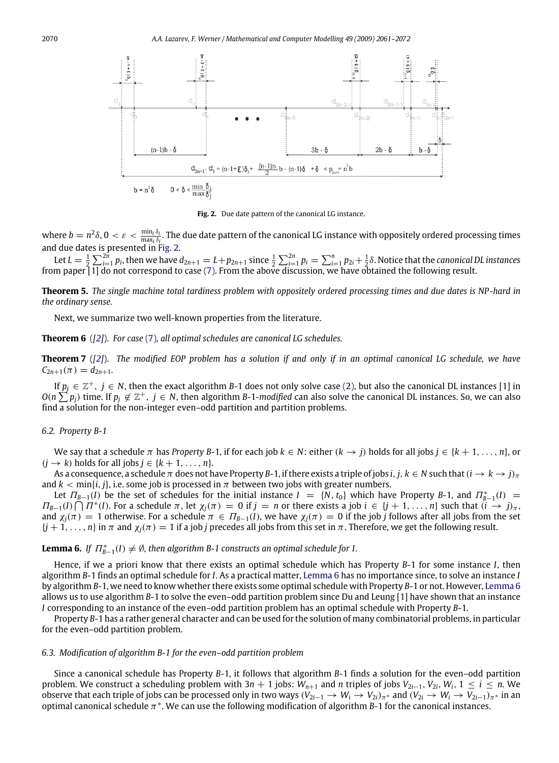**Fig. 2.** Due date pattern of the canonical LG instance.

where $b = n^2\delta$, $0 < \varepsilon < \frac{\min_i \delta_i}{\max_i \delta_i}$. The due date pattern of the canonical LG instance with oppositely ordered processing times and due dates is presented in Fig. 2.

Let $L = \frac{1}{2}\sum_{i=1}^{2n} p_i$, then we have $d_{2n+1} = L + p_{2n+1}$ since $\frac{1}{2}\sum_{i=1}^{2n} p_i = \sum_{i=1}^{n} p_{2i} + \frac{1}{2}\delta$. Notice that the *canonical DL instances* from paper [1] do not correspond to case (7). From the above discussion, we have obtained the following result.

**Theorem 5.** *The single machine total tardiness problem with oppositely ordered processing times and due dates is NP-hard in the ordinary sense.*

Next, we summarize two well-known properties from the literature.

**Theorem 6** *([2]). For case (7), all optimal schedules are canonical LG schedules.*

**Theorem 7** *([2]). The modified EOP problem has a solution if and only if in an optimal canonical LG schedule, we have $C_{2n+1}(\pi) = d_{2n+1}$.*

If $p_j \in \mathbb{Z}^+$, $j \in N$, then the exact algorithm $B$-1 does not only solve case (2), but also the canonical DL instances [1] in $O(n \sum p_j)$ time. If $p_j \notin \mathbb{Z}^+$, $j \in N$, then algorithm $B$-1-*modified* can also solve the canonical DL instances. So, we can also find a solution for the non-integer even–odd partition and partition problems.

### 6.2. Property B-1

We say that a schedule $\pi$ has *Property B*-1, if for each job $k \in N$: either $(k \to j)$ holds for all jobs $j \in \{k+1, \ldots, n\}$, or $(j \to k)$ holds for all jobs $j \in \{k+1, \ldots, n\}$.

As a consequence, a schedule $\pi$ does not have Property $B$-1, if there exists a triple of jobs $i, j, k \in N$ such that $(i \to k \to j)_\pi$ and $k < \min\{i, j\}$, i.e. some job is processed in $\pi$ between two jobs with greater numbers.

Let $\Pi_{B-1}(I)$ be the set of schedules for the initial instance $I = \{N, t_0\}$ which have Property $B$-1, and $\Pi^*_{B-1}(I) = \Pi_{B-1}(I) \bigcap \Pi^*(I)$. For a schedule $\pi$, let $\chi_j(\pi) = 0$ if $j = n$ or there exists a job $i \in \{j+1, \ldots, n\}$ such that $(i \to j)_\pi$, and $\chi_j(\pi) = 1$ otherwise. For a schedule $\pi \in \Pi_{B-1}(I)$, we have $\chi_j(\pi) = 0$ if the job $j$ follows after all jobs from the set $\{j+1, \ldots, n\}$ in $\pi$ and $\chi_j(\pi) = 1$ if a job $j$ precedes all jobs from this set in $\pi$. Therefore, we get the following result.

**Lemma 6.** *If $\Pi^*_{B-1}(I) \neq \emptyset$, then algorithm B-1 constructs an optimal schedule for I.*

Hence, if we a priori know that there exists an optimal schedule which has Property $B$-1 for some instance $I$, then algorithm $B$-1 finds an optimal schedule for $I$. As a practical matter, Lemma 6 has no importance since, to solve an instance $I$ by algorithm $B$-1, we need to know whether there exists some optimal schedule with Property $B$-1 or not. However, Lemma 6 allows us to use algorithm $B$-1 to solve the even–odd partition problem since Du and Leung [1] have shown that an instance $I$ corresponding to an instance of the even–odd partition problem has an optimal schedule with Property $B$-1.

Property $B$-1 has a rather general character and can be used for the solution of many combinatorial problems, in particular for the even–odd partition problem.

### 6.3. Modification of algorithm B-1 for the even–odd partition problem

Since a canonical schedule has Property $B$-1, it follows that algorithm $B$-1 finds a solution for the even–odd partition problem. We construct a scheduling problem with $3n+1$ jobs: $W_{n+1}$ and $n$ triples of jobs $V_{2i-1}, V_{2i}, W_i$, $1 \le i \le n$. We observe that each triple of jobs can be processed only in two ways $(V_{2i-1} \to W_i \to V_{2i})_{\pi^*}$ and $(V_{2i} \to W_i \to V_{2i-1})_{\pi^*}$ in an optimal canonical schedule $\pi^*$. We can use the following modification of algorithm $B$-1 for the canonical instances.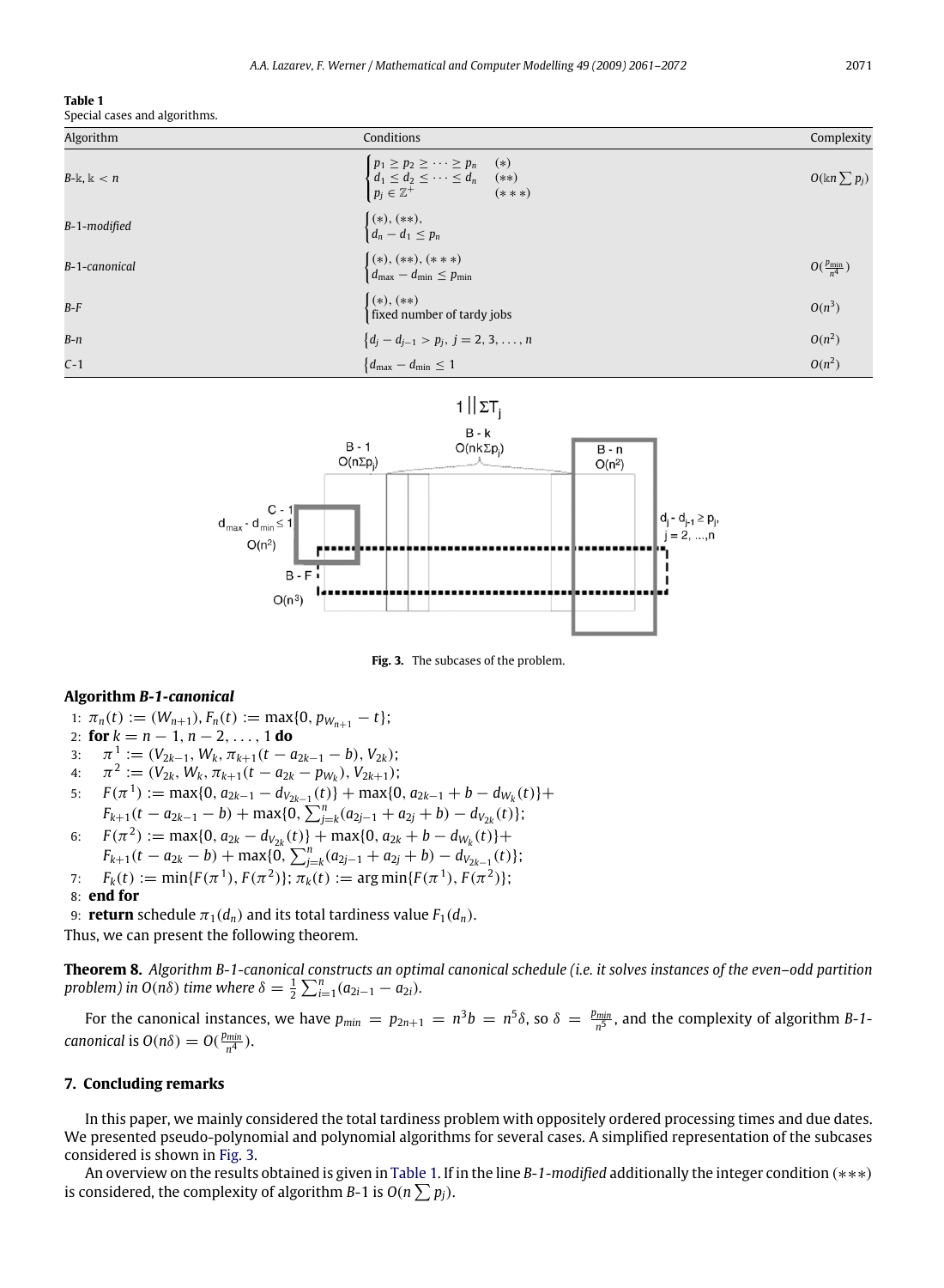**Table 1**
Special cases and algorithms.

| Algorithm | Conditions | Complexity |
|---|---|---|
| *B*-$\Bbbk$, $\Bbbk < n$ | $\begin{cases} p_1 \geq p_2 \geq \cdots \geq p_n & (*) \\ d_1 \leq d_2 \leq \cdots \leq d_n & (**) \\ p_j \in \mathbb{Z}^+ & (***) \end{cases}$ | $O(\Bbbk n \sum p_j)$ |
| *B-1-modified* | $\begin{cases} (*), (**), \\ d_n - d_1 \leq p_n \end{cases}$ | |
| *B-1-canonical* | $\begin{cases} (*), (**), (***) \\ d_{\max} - d_{\min} \leq p_{\min} \end{cases}$ | $O(\frac{p_{\min}}{n^4})$ |
| *B-F* | $\begin{cases} (*), (**) \\ \text{fixed number of tardy jobs} \end{cases}$ | $O(n^3)$ |
| *B-n* | $\{d_j - d_{j-1} > p_j,\ j = 2, 3, \ldots, n$ | $O(n^2)$ |
| *C-1* | $\{d_{\max} - d_{\min} \leq 1$ | $O(n^2)$ |

**Fig. 3.** The subcases of the problem.

**Algorithm *B-1-canonical***

1: $\pi_n(t) := (W_{n+1}), F_n(t) := \max\{0, p_{W_{n+1}} - t\}$;
2: **for** $k = n-1, n-2, \ldots, 1$ **do**
3: $\quad \pi^1 := (V_{2k-1}, W_k, \pi_{k+1}(t - a_{2k-1} - b), V_{2k})$;
4: $\quad \pi^2 := (V_{2k}, W_k, \pi_{k+1}(t - a_{2k} - p_{W_k}), V_{2k+1})$;
5: $\quad F(\pi^1) := \max\{0, a_{2k-1} - d_{V_{2k-1}}(t)\} + \max\{0, a_{2k-1} + b - d_{W_k}(t)\} + F_{k+1}(t - a_{2k-1} - b) + \max\{0, \sum_{j=k}^{n}(a_{2j-1} + a_{2j} + b) - d_{V_{2k}}(t)\}$;
6: $\quad F(\pi^2) := \max\{0, a_{2k} - d_{V_{2k}}(t)\} + \max\{0, a_{2k} + b - d_{W_k}(t)\} + F_{k+1}(t - a_{2k} - b) + \max\{0, \sum_{j=k}^{n}(a_{2j-1} + a_{2j} + b) - d_{V_{2k-1}}(t)\}$;
7: $\quad F_k(t) := \min\{F(\pi^1), F(\pi^2)\}$; $\pi_k(t) := \arg\min\{F(\pi^1), F(\pi^2)\}$;
8: **end for**
9: **return** schedule $\pi_1(d_n)$ and its total tardiness value $F_1(d_n)$.

Thus, we can present the following theorem.

**Theorem 8.** *Algorithm B-1-canonical constructs an optimal canonical schedule (i.e. it solves instances of the even–odd partition problem) in $O(n\delta)$ time where $\delta = \frac{1}{2}\sum_{i=1}^{n}(a_{2i-1} - a_{2i})$.*

For the canonical instances, we have $p_{min} = p_{2n+1} = n^3 b = n^5 \delta$, so $\delta = \frac{p_{min}}{n^5}$, and the complexity of algorithm *B-1-canonical* is $O(n\delta) = O(\frac{p_{min}}{n^4})$.

## 7. Concluding remarks

In this paper, we mainly considered the total tardiness problem with oppositely ordered processing times and due dates. We presented pseudo-polynomial and polynomial algorithms for several cases. A simplified representation of the subcases considered is shown in Fig. 3.

An overview on the results obtained is given in Table 1. If in the line *B-1-modified* additionally the integer condition $(***)$ is considered, the complexity of algorithm *B*-1 is $O(n \sum p_j)$.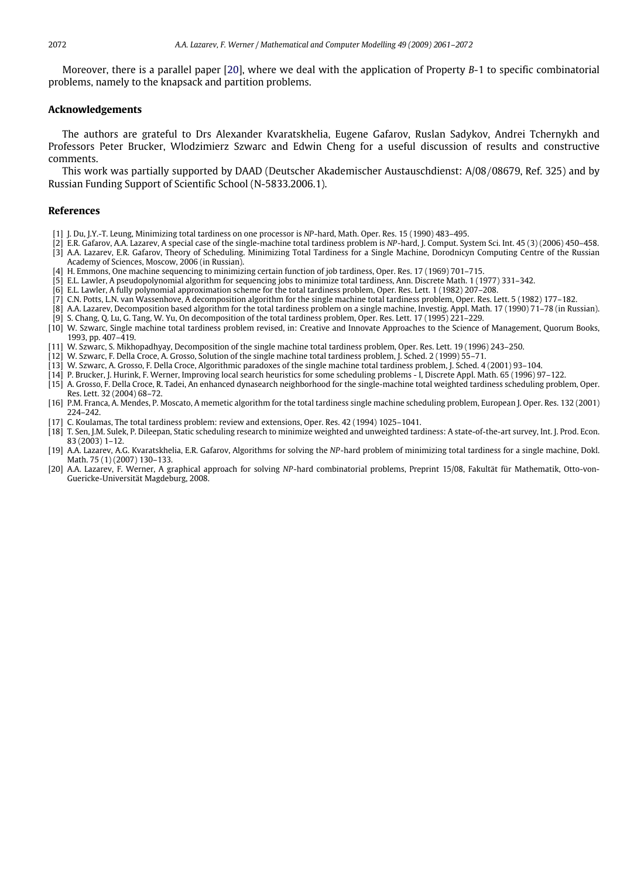Moreover, there is a parallel paper [20], where we deal with the application of Property *B*-1 to specific combinatorial problems, namely to the knapsack and partition problems.

## Acknowledgements

The authors are grateful to Drs Alexander Kvaratskhelia, Eugene Gafarov, Ruslan Sadykov, Andrei Tchernykh and Professors Peter Brucker, Wlodzimierz Szwarc and Edwin Cheng for a useful discussion of results and constructive comments.

This work was partially supported by DAAD (Deutscher Akademischer Austauschdienst: A/08/08679, Ref. 325) and by Russian Funding Support of Scientific School (N-5833.2006.1).

## References

[1] J. Du, J.Y.-T. Leung, Minimizing total tardiness on one processor is *NP*-hard, Math. Oper. Res. 15 (1990) 483–495.

[2] E.R. Gafarov, A.A. Lazarev, A special case of the single-machine total tardiness problem is *NP*-hard, J. Comput. System Sci. Int. 45 (3) (2006) 450–458.

[3] A.A. Lazarev, E.R. Gafarov, Theory of Scheduling. Minimizing Total Tardiness for a Single Machine, Dorodnicyn Computing Centre of the Russian Academy of Sciences, Moscow, 2006 (in Russian).

[4] H. Emmons, One machine sequencing to minimizing certain function of job tardiness, Oper. Res. 17 (1969) 701–715.

[5] E.L. Lawler, A pseudopolynomial algorithm for sequencing jobs to minimize total tardiness, Ann. Discrete Math. 1 (1977) 331–342.

[6] E.L. Lawler, A fully polynomial approximation scheme for the total tardiness problem, Oper. Res. Lett. 1 (1982) 207–208.

[7] C.N. Potts, L.N. van Wassenhove, A decomposition algorithm for the single machine total tardiness problem, Oper. Res. Lett. 5 (1982) 177–182.

[8] A.A. Lazarev, Decomposition based algorithm for the total tardiness problem on a single machine, Investig. Appl. Math. 17 (1990) 71–78 (in Russian).

[9] S. Chang, Q. Lu, G. Tang, W. Yu, On decomposition of the total tardiness problem, Oper. Res. Lett. 17 (1995) 221–229.

[10] W. Szwarc, Single machine total tardiness problem revised, in: Creative and Innovate Approaches to the Science of Management, Quorum Books, 1993, pp. 407–419.

[11] W. Szwarc, S. Mikhopadhyay, Decomposition of the single machine total tardiness problem, Oper. Res. Lett. 19 (1996) 243–250.

[12] W. Szwarc, F. Della Croce, A. Grosso, Solution of the single machine total tardiness problem, J. Sched. 2 (1999) 55–71.

[13] W. Szwarc, A. Grosso, F. Della Croce, Algorithmic paradoxes of the single machine total tardiness problem, J. Sched. 4 (2001) 93–104.

[14] P. Brucker, J. Hurink, F. Werner, Improving local search heuristics for some scheduling problems - I, Discrete Appl. Math. 65 (1996) 97–122.

[15] A. Grosso, F. Della Croce, R. Tadei, An enhanced dynasearch neighborhood for the single-machine total weighted tardiness scheduling problem, Oper. Res. Lett. 32 (2004) 68–72.

[16] P.M. Franca, A. Mendes, P. Moscato, A memetic algorithm for the total tardiness single machine scheduling problem, European J. Oper. Res. 132 (2001) 224–242.

[17] C. Koulamas, The total tardiness problem: review and extensions, Oper. Res. 42 (1994) 1025–1041.

[18] T. Sen, J.M. Sulek, P. Dileepan, Static scheduling research to minimize weighted and unweighted tardiness: A state-of-the-art survey, Int. J. Prod. Econ. 83 (2003) 1–12.

[19] A.A. Lazarev, A.G. Kvaratskhelia, E.R. Gafarov, Algorithms for solving the *NP*-hard problem of minimizing total tardiness for a single machine, Dokl. Math. 75 (1) (2007) 130–133.

[20] A.A. Lazarev, F. Werner, A graphical approach for solving *NP*-hard combinatorial problems, Preprint 15/08, Fakultät für Mathematik, Otto-von-Guericke-Universität Magdeburg, 2008.